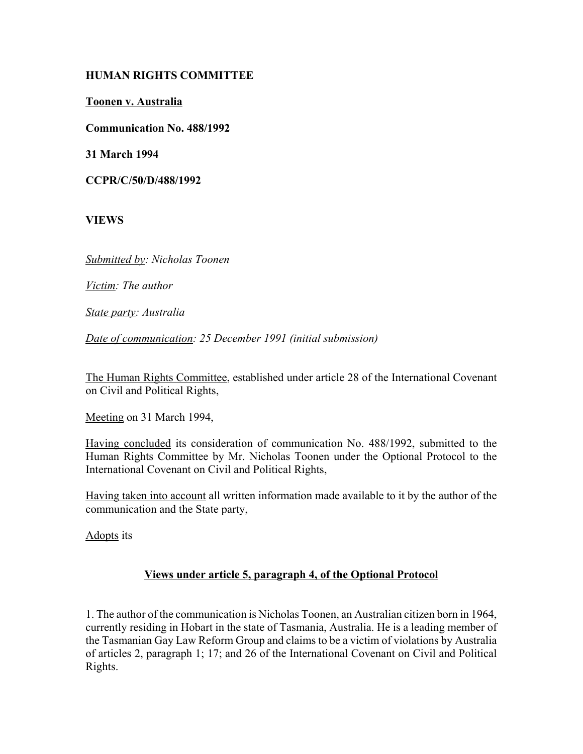**HUMAN RIGHTS COMMITTEE**

**Toonen v. Australia**

**Communication No. 488/1992**

**31 March 1994**

**CCPR/C/50/D/488/1992**

**VIEWS**

*Submitted by: Nicholas Toonen*

*Victim: The author*

*State party: Australia*

*Date of communication: 25 December 1991 (initial submission)*

The Human Rights Committee, established under article 28 of the International Covenant on Civil and Political Rights,

Meeting on 31 March 1994,

Having concluded its consideration of communication No. 488/1992, submitted to the Human Rights Committee by Mr. Nicholas Toonen under the Optional Protocol to the International Covenant on Civil and Political Rights,

Having taken into account all written information made available to it by the author of the communication and the State party,

Adopts its

## Views under article 5, paragraph 4, of the Optional Protocol

1. The author of the communication is Nicholas Toonen, an Australian citizen born in 1964, currently residing in Hobart in the state of Tasmania, Australia. He is a leading member of the Tasmanian Gay Law Reform Group and claims to be a victim of violations by Australia of articles 2, paragraph 1; 17; and 26 of the International Covenant on Civil and Political Rights.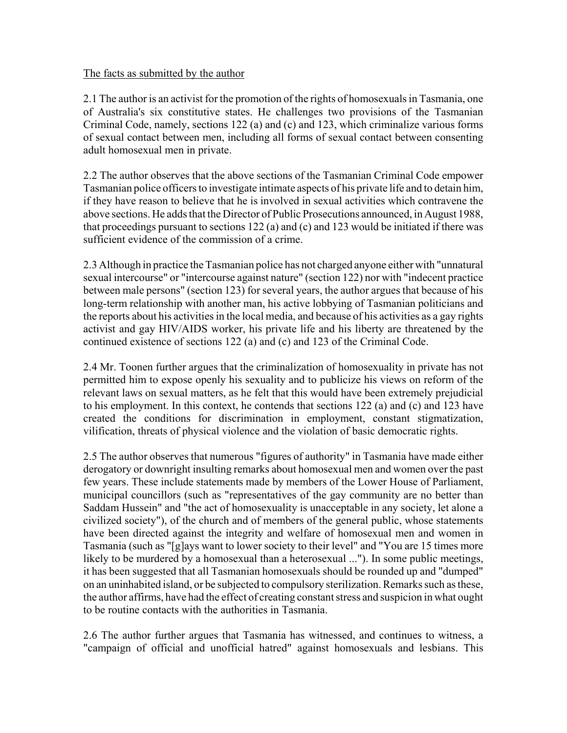The facts as submitted by the author

2.1 The author is an activist for the promotion of the rights of homosexuals in Tasmania, one of Australia's six constitutive states. He challenges two provisions of the Tasmanian Criminal Code, namely, sections 122 (a) and (c) and 123, which criminalize various forms of sexual contact between men, including all forms of sexual contact between consenting adult homosexual men in private.

2.2 The author observes that the above sections of the Tasmanian Criminal Code empower Tasmanian police officers to investigate intimate aspects of his private life and to detain him, if they have reason to believe that he is involved in sexual activities which contravene the above sections. He adds that the Director of Public Prosecutions announced, in August 1988, that proceedings pursuant to sections 122 (a) and (c) and 123 would be initiated if there was sufficient evidence of the commission of a crime.

2.3 Although in practice the Tasmanian police has not charged anyone either with "unnatural sexual intercourse" or "intercourse against nature" (section 122) nor with "indecent practice between male persons" (section 123) for several years, the author argues that because of his long-term relationship with another man, his active lobbying of Tasmanian politicians and the reports about his activities in the local media, and because of his activities as a gay rights activist and gay HIV/AIDS worker, his private life and his liberty are threatened by the continued existence of sections 122 (a) and (c) and 123 of the Criminal Code.

2.4 Mr. Toonen further argues that the criminalization of homosexuality in private has not permitted him to expose openly his sexuality and to publicize his views on reform of the relevant laws on sexual matters, as he felt that this would have been extremely prejudicial to his employment. In this context, he contends that sections 122 (a) and (c) and 123 have created the conditions for discrimination in employment, constant stigmatization, vilification, threats of physical violence and the violation of basic democratic rights.

2.5 The author observes that numerous "figures of authority" in Tasmania have made either derogatory or downright insulting remarks about homosexual men and women over the past few years. These include statements made by members of the Lower House of Parliament, municipal councillors (such as "representatives of the gay community are no better than Saddam Hussein" and "the act of homosexuality is unacceptable in any society, let alone a civilized society"), of the church and of members of the general public, whose statements have been directed against the integrity and welfare of homosexual men and women in Tasmania (such as "[g]ays want to lower society to their level" and "You are 15 times more likely to be murdered by a homosexual than a heterosexual ..."). In some public meetings, it has been suggested that all Tasmanian homosexuals should be rounded up and "dumped" on an uninhabited island, or be subjected to compulsory sterilization. Remarks such as these, the author affirms, have had the effect of creating constant stress and suspicion in what ought to be routine contacts with the authorities in Tasmania.

2.6 The author further argues that Tasmania has witnessed, and continues to witness, a "campaign of official and unofficial hatred" against homosexuals and lesbians. This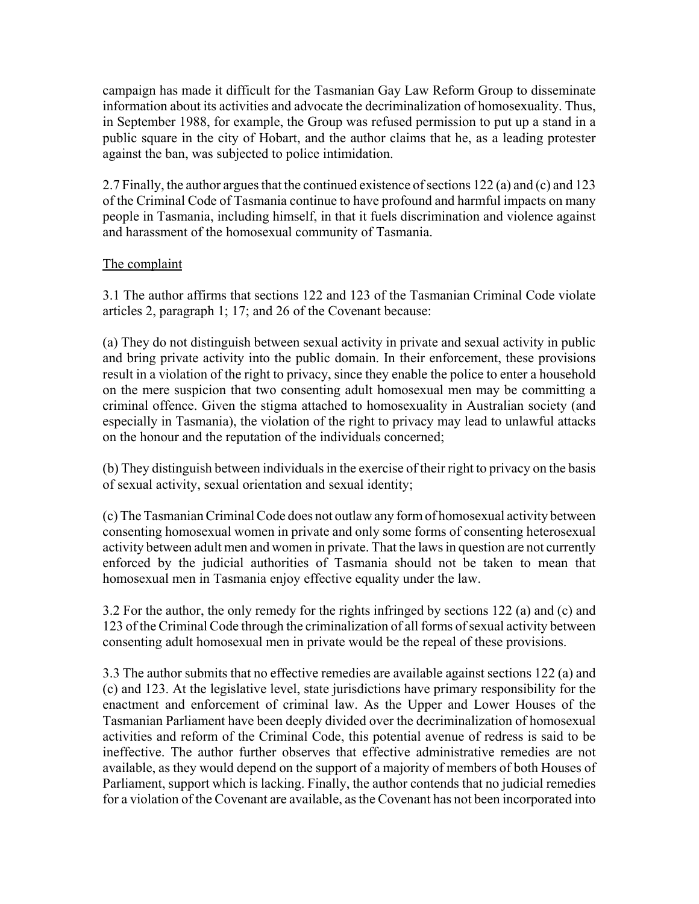campaign has made it difficult for the Tasmanian Gay Law Reform Group to disseminate information about its activities and advocate the decriminalization of homosexuality. Thus, in September 1988, for example, the Group was refused permission to put up a stand in a public square in the city of Hobart, and the author claims that he, as a leading protester against the ban, was subjected to police intimidation.

2.7 Finally, the author argues that the continued existence of sections 122 (a) and (c) and 123 of the Criminal Code of Tasmania continue to have profound and harmful impacts on many people in Tasmania, including himself, in that it fuels discrimination and violence against and harassment of the homosexual community of Tasmania.

The complaint

3.1 The author affirms that sections 122 and 123 of the Tasmanian Criminal Code violate articles 2, paragraph 1; 17; and 26 of the Covenant because:

(a) They do not distinguish between sexual activity in private and sexual activity in public and bring private activity into the public domain. In their enforcement, these provisions result in a violation of the right to privacy, since they enable the police to enter a household on the mere suspicion that two consenting adult homosexual men may be committing a criminal offence. Given the stigma attached to homosexuality in Australian society (and especially in Tasmania), the violation of the right to privacy may lead to unlawful attacks on the honour and the reputation of the individuals concerned;

(b) They distinguish between individuals in the exercise of their right to privacy on the basis of sexual activity, sexual orientation and sexual identity;

(c) The Tasmanian Criminal Code does not outlaw any form of homosexual activity between consenting homosexual women in private and only some forms of consenting heterosexual activity between adult men and women in private. That the laws in question are not currently enforced by the judicial authorities of Tasmania should not be taken to mean that homosexual men in Tasmania enjoy effective equality under the law.

3.2 For the author, the only remedy for the rights infringed by sections 122 (a) and (c) and 123 of the Criminal Code through the criminalization of all forms of sexual activity between consenting adult homosexual men in private would be the repeal of these provisions.

3.3 The author submits that no effective remedies are available against sections 122 (a) and (c) and 123. At the legislative level, state jurisdictions have primary responsibility for the enactment and enforcement of criminal law. As the Upper and Lower Houses of the Tasmanian Parliament have been deeply divided over the decriminalization of homosexual activities and reform of the Criminal Code, this potential avenue of redress is said to be ineffective. The author further observes that effective administrative remedies are not available, as they would depend on the support of a majority of members of both Houses of Parliament, support which is lacking. Finally, the author contends that no judicial remedies for a violation of the Covenant are available, as the Covenant has not been incorporated into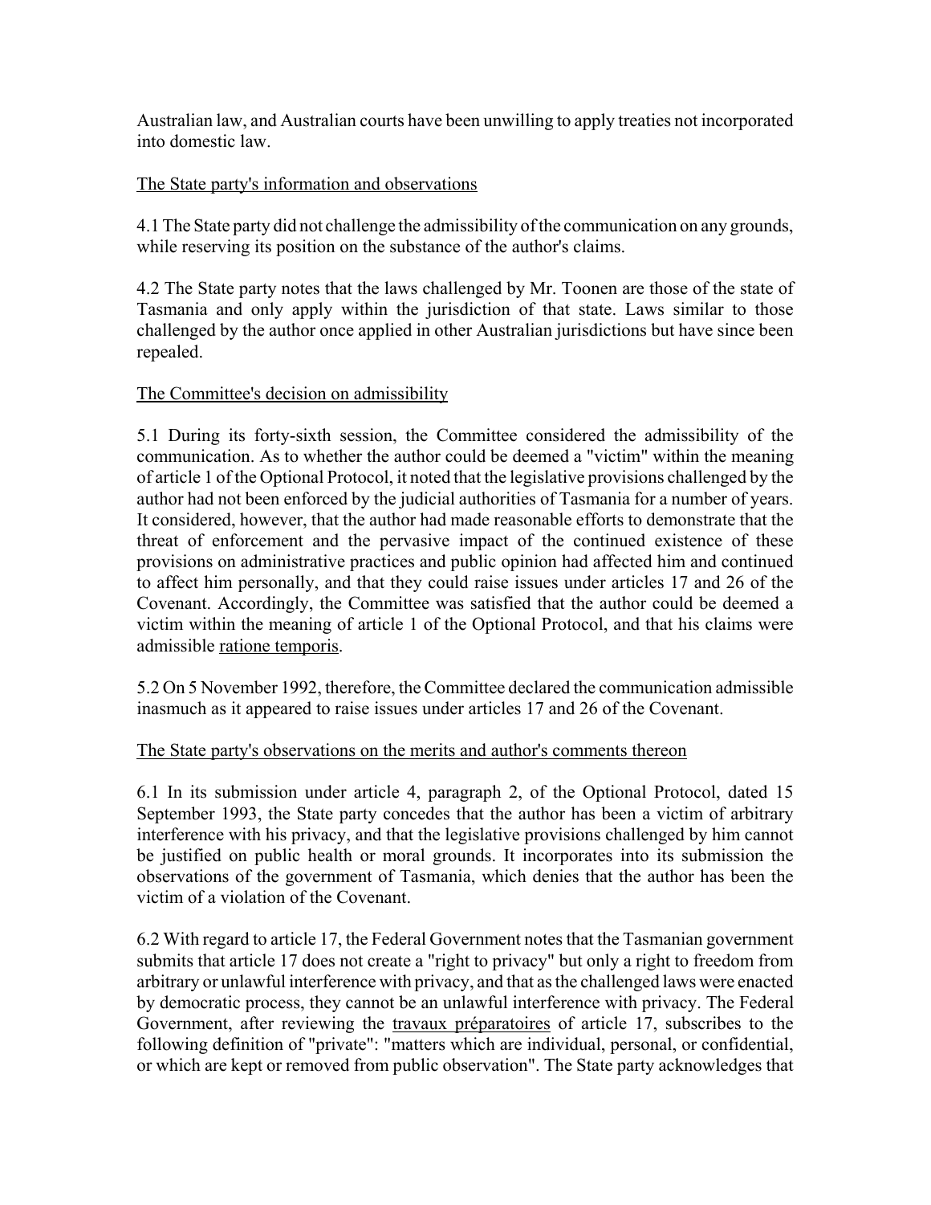Australian law, and Australian courts have been unwilling to apply treaties not incorporated into domestic law.

## The State party's information and observations

4.1 The State party did not challenge the admissibility of the communication on any grounds, while reserving its position on the substance of the author's claims.

4.2 The State party notes that the laws challenged by Mr. Toonen are those of the state of Tasmania and only apply within the jurisdiction of that state. Laws similar to those challenged by the author once applied in other Australian jurisdictions but have since been repealed.

## The Committee's decision on admissibility

5.1 During its forty-sixth session, the Committee considered the admissibility of the communication. As to whether the author could be deemed a "victim" within the meaning of article 1 of the Optional Protocol, it noted that the legislative provisions challenged by the author had not been enforced by the judicial authorities of Tasmania for a number of years. It considered, however, that the author had made reasonable efforts to demonstrate that the threat of enforcement and the pervasive impact of the continued existence of these provisions on administrative practices and public opinion had affected him and continued to affect him personally, and that they could raise issues under articles 17 and 26 of the Covenant. Accordingly, the Committee was satisfied that the author could be deemed a victim within the meaning of article 1 of the Optional Protocol, and that his claims were admissible *ratione temporis*.

5.2 On 5 November 1992, therefore, the Committee declared the communication admissible inasmuch as it appeared to raise issues under articles 17 and 26 of the Covenant.

## The State party's observations on the merits and author's comments thereon

6.1 In its submission under article 4, paragraph 2, of the Optional Protocol, dated 15 September 1993, the State party concedes that the author has been a victim of arbitrary interference with his privacy, and that the legislative provisions challenged by him cannot be justified on public health or moral grounds. It incorporates into its submission the observations of the government of Tasmania, which denies that the author has been the victim of a violation of the Covenant.

6.2 With regard to article 17, the Federal Government notes that the Tasmanian government submits that article 17 does not create a "right to privacy" but only a right to freedom from arbitrary or unlawful interference with privacy, and that as the challenged laws were enacted by democratic process, they cannot be an unlawful interference with privacy. The Federal Government, after reviewing the *travaux préparatoires* of article 17, subscribes to the following definition of "private": "matters which are individual, personal, or confidential, or which are kept or removed from public observation". The State party acknowledges that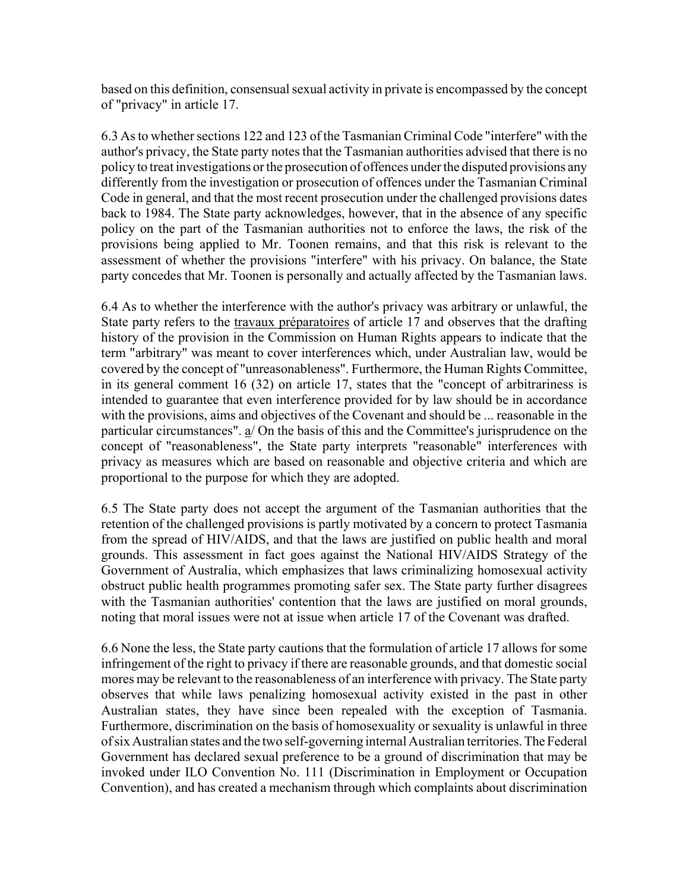based on this definition, consensual sexual activity in private is encompassed by the concept of "privacy" in article 17.

6.3 As to whether sections 122 and 123 of the Tasmanian Criminal Code "interfere" with the author's privacy, the State party notes that the Tasmanian authorities advised that there is no policy to treat investigations or the prosecution of offences under the disputed provisions any differently from the investigation or prosecution of offences under the Tasmanian Criminal Code in general, and that the most recent prosecution under the challenged provisions dates back to 1984. The State party acknowledges, however, that in the absence of any specific policy on the part of the Tasmanian authorities not to enforce the laws, the risk of the provisions being applied to Mr. Toonen remains, and that this risk is relevant to the assessment of whether the provisions "interfere" with his privacy. On balance, the State party concedes that Mr. Toonen is personally and actually affected by the Tasmanian laws.

6.4 As to whether the interference with the author's privacy was arbitrary or unlawful, the State party refers to the travaux préparatoires of article 17 and observes that the drafting history of the provision in the Commission on Human Rights appears to indicate that the term "arbitrary" was meant to cover interferences which, under Australian law, would be covered by the concept of "unreasonableness". Furthermore, the Human Rights Committee, in its general comment 16 (32) on article 17, states that the "concept of arbitrariness is intended to guarantee that even interference provided for by law should be in accordance with the provisions, aims and objectives of the Covenant and should be ... reasonable in the particular circumstances". a/ On the basis of this and the Committee's jurisprudence on the concept of "reasonableness", the State party interprets "reasonable" interferences with privacy as measures which are based on reasonable and objective criteria and which are proportional to the purpose for which they are adopted.

6.5 The State party does not accept the argument of the Tasmanian authorities that the retention of the challenged provisions is partly motivated by a concern to protect Tasmania from the spread of HIV/AIDS, and that the laws are justified on public health and moral grounds. This assessment in fact goes against the National HIV/AIDS Strategy of the Government of Australia, which emphasizes that laws criminalizing homosexual activity obstruct public health programmes promoting safer sex. The State party further disagrees with the Tasmanian authorities' contention that the laws are justified on moral grounds, noting that moral issues were not at issue when article 17 of the Covenant was drafted.

6.6 None the less, the State party cautions that the formulation of article 17 allows for some infringement of the right to privacy if there are reasonable grounds, and that domestic social mores may be relevant to the reasonableness of an interference with privacy. The State party observes that while laws penalizing homosexual activity existed in the past in other Australian states, they have since been repealed with the exception of Tasmania. Furthermore, discrimination on the basis of homosexuality or sexuality is unlawful in three of six Australian states and the two self-governing internal Australian territories. The Federal Government has declared sexual preference to be a ground of discrimination that may be invoked under ILO Convention No. 111 (Discrimination in Employment or Occupation Convention), and has created a mechanism through which complaints about discrimination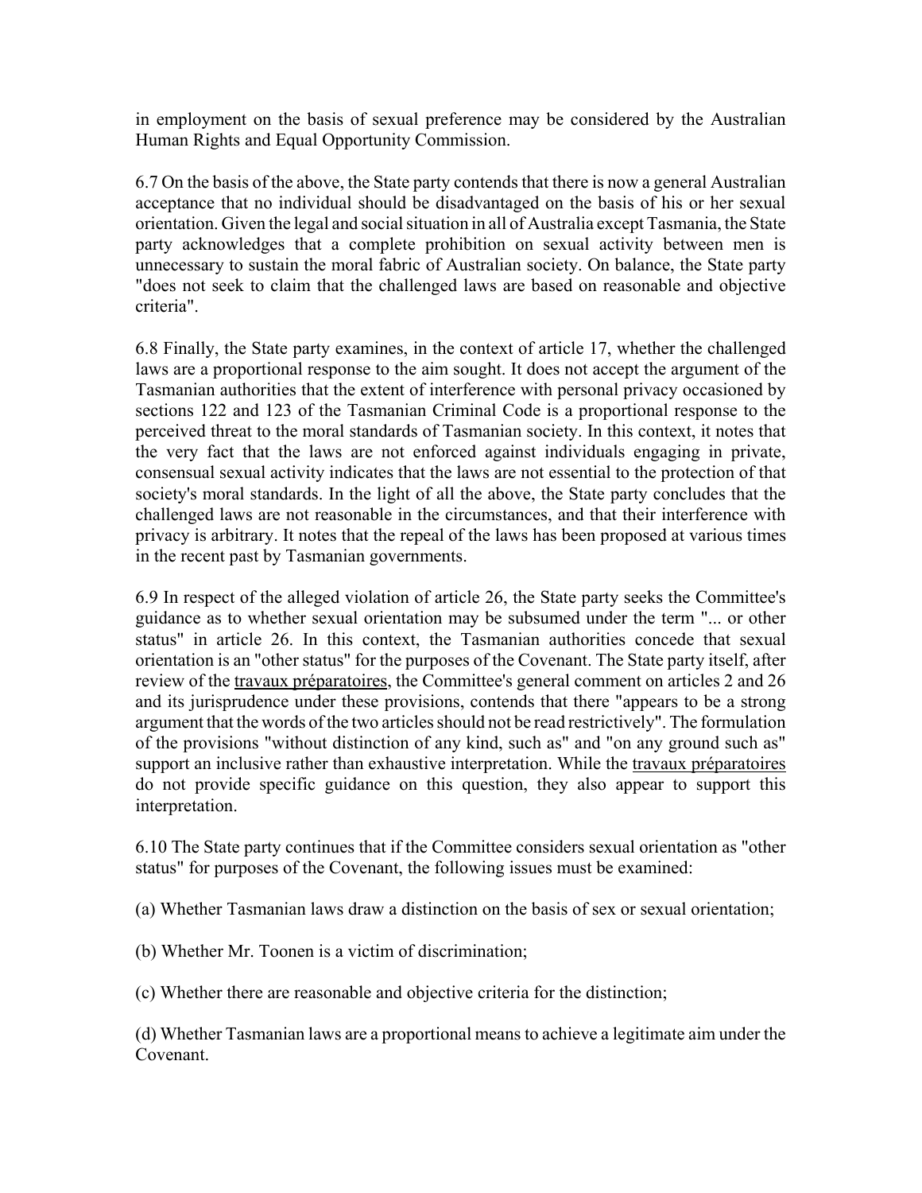in employment on the basis of sexual preference may be considered by the Australian Human Rights and Equal Opportunity Commission.

6.7 On the basis of the above, the State party contends that there is now a general Australian acceptance that no individual should be disadvantaged on the basis of his or her sexual orientation. Given the legal and social situation in all of Australia except Tasmania, the State party acknowledges that a complete prohibition on sexual activity between men is unnecessary to sustain the moral fabric of Australian society. On balance, the State party "does not seek to claim that the challenged laws are based on reasonable and objective criteria".

6.8 Finally, the State party examines, in the context of article 17, whether the challenged laws are a proportional response to the aim sought. It does not accept the argument of the Tasmanian authorities that the extent of interference with personal privacy occasioned by sections 122 and 123 of the Tasmanian Criminal Code is a proportional response to the perceived threat to the moral standards of Tasmanian society. In this context, it notes that the very fact that the laws are not enforced against individuals engaging in private, consensual sexual activity indicates that the laws are not essential to the protection of that society's moral standards. In the light of all the above, the State party concludes that the challenged laws are not reasonable in the circumstances, and that their interference with privacy is arbitrary. It notes that the repeal of the laws has been proposed at various times in the recent past by Tasmanian governments.

6.9 In respect of the alleged violation of article 26, the State party seeks the Committee's guidance as to whether sexual orientation may be subsumed under the term "... or other status" in article 26. In this context, the Tasmanian authorities concede that sexual orientation is an "other status" for the purposes of the Covenant. The State party itself, after review of the travaux préparatoires, the Committee's general comment on articles 2 and 26 and its jurisprudence under these provisions, contends that there "appears to be a strong argument that the words of the two articles should not be read restrictively". The formulation of the provisions "without distinction of any kind, such as" and "on any ground such as" support an inclusive rather than exhaustive interpretation. While the travaux préparatoires do not provide specific guidance on this question, they also appear to support this interpretation.

6.10 The State party continues that if the Committee considers sexual orientation as "other status" for purposes of the Covenant, the following issues must be examined:

(a) Whether Tasmanian laws draw a distinction on the basis of sex or sexual orientation;

(b) Whether Mr. Toonen is a victim of discrimination;

(c) Whether there are reasonable and objective criteria for the distinction;

(d) Whether Tasmanian laws are a proportional means to achieve a legitimate aim under the Covenant.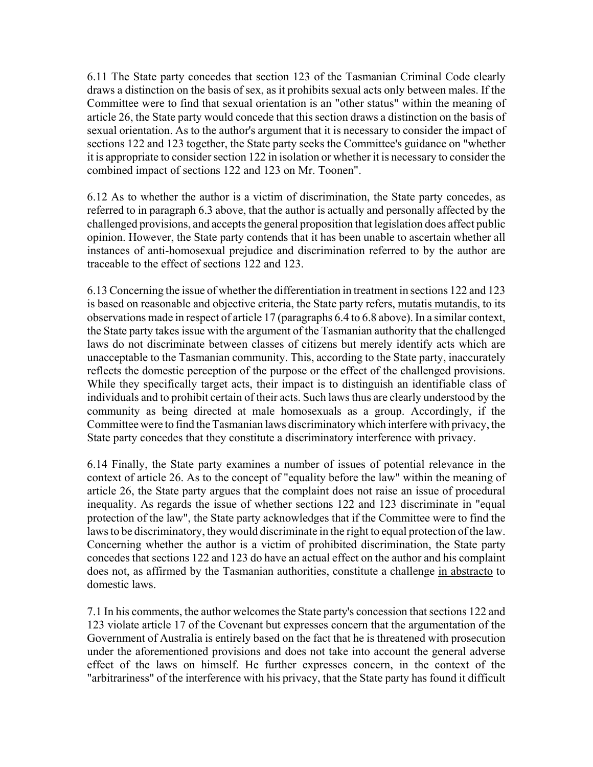6.11 The State party concedes that section 123 of the Tasmanian Criminal Code clearly draws a distinction on the basis of sex, as it prohibits sexual acts only between males. If the Committee were to find that sexual orientation is an "other status" within the meaning of article 26, the State party would concede that this section draws a distinction on the basis of sexual orientation. As to the author's argument that it is necessary to consider the impact of sections 122 and 123 together, the State party seeks the Committee's guidance on "whether it is appropriate to consider section 122 in isolation or whether it is necessary to consider the combined impact of sections 122 and 123 on Mr. Toonen".

6.12 As to whether the author is a victim of discrimination, the State party concedes, as referred to in paragraph 6.3 above, that the author is actually and personally affected by the challenged provisions, and accepts the general proposition that legislation does affect public opinion. However, the State party contends that it has been unable to ascertain whether all instances of anti-homosexual prejudice and discrimination referred to by the author are traceable to the effect of sections 122 and 123.

6.13 Concerning the issue of whether the differentiation in treatment in sections 122 and 123 is based on reasonable and objective criteria, the State party refers, mutatis mutandis, to its observations made in respect of article 17 (paragraphs 6.4 to 6.8 above). In a similar context, the State party takes issue with the argument of the Tasmanian authority that the challenged laws do not discriminate between classes of citizens but merely identify acts which are unacceptable to the Tasmanian community. This, according to the State party, inaccurately reflects the domestic perception of the purpose or the effect of the challenged provisions. While they specifically target acts, their impact is to distinguish an identifiable class of individuals and to prohibit certain of their acts. Such laws thus are clearly understood by the community as being directed at male homosexuals as a group. Accordingly, if the Committee were to find the Tasmanian laws discriminatory which interfere with privacy, the State party concedes that they constitute a discriminatory interference with privacy.

6.14 Finally, the State party examines a number of issues of potential relevance in the context of article 26. As to the concept of "equality before the law" within the meaning of article 26, the State party argues that the complaint does not raise an issue of procedural inequality. As regards the issue of whether sections 122 and 123 discriminate in "equal protection of the law", the State party acknowledges that if the Committee were to find the laws to be discriminatory, they would discriminate in the right to equal protection of the law. Concerning whether the author is a victim of prohibited discrimination, the State party concedes that sections 122 and 123 do have an actual effect on the author and his complaint does not, as affirmed by the Tasmanian authorities, constitute a challenge in abstracto to domestic laws.

7.1 In his comments, the author welcomes the State party's concession that sections 122 and 123 violate article 17 of the Covenant but expresses concern that the argumentation of the Government of Australia is entirely based on the fact that he is threatened with prosecution under the aforementioned provisions and does not take into account the general adverse effect of the laws on himself. He further expresses concern, in the context of the "arbitrariness" of the interference with his privacy, that the State party has found it difficult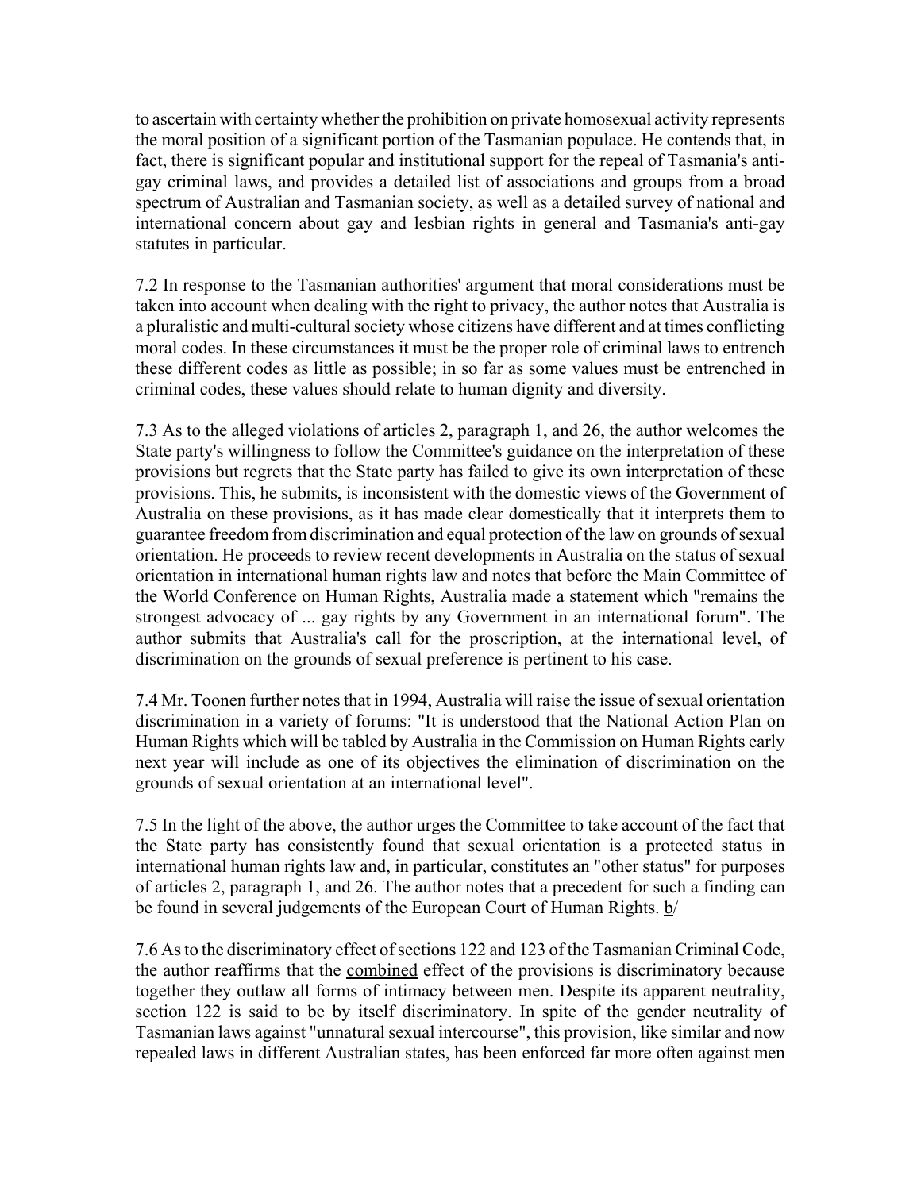to ascertain with certainty whether the prohibition on private homosexual activity represents the moral position of a significant portion of the Tasmanian populace. He contends that, in fact, there is significant popular and institutional support for the repeal of Tasmania's anti-gay criminal laws, and provides a detailed list of associations and groups from a broad spectrum of Australian and Tasmanian society, as well as a detailed survey of national and international concern about gay and lesbian rights in general and Tasmania's anti-gay statutes in particular.

7.2 In response to the Tasmanian authorities' argument that moral considerations must be taken into account when dealing with the right to privacy, the author notes that Australia is a pluralistic and multi-cultural society whose citizens have different and at times conflicting moral codes. In these circumstances it must be the proper role of criminal laws to entrench these different codes as little as possible; in so far as some values must be entrenched in criminal codes, these values should relate to human dignity and diversity.

7.3 As to the alleged violations of articles 2, paragraph 1, and 26, the author welcomes the State party's willingness to follow the Committee's guidance on the interpretation of these provisions but regrets that the State party has failed to give its own interpretation of these provisions. This, he submits, is inconsistent with the domestic views of the Government of Australia on these provisions, as it has made clear domestically that it interprets them to guarantee freedom from discrimination and equal protection of the law on grounds of sexual orientation. He proceeds to review recent developments in Australia on the status of sexual orientation in international human rights law and notes that before the Main Committee of the World Conference on Human Rights, Australia made a statement which "remains the strongest advocacy of ... gay rights by any Government in an international forum". The author submits that Australia's call for the proscription, at the international level, of discrimination on the grounds of sexual preference is pertinent to his case.

7.4 Mr. Toonen further notes that in 1994, Australia will raise the issue of sexual orientation discrimination in a variety of forums: "It is understood that the National Action Plan on Human Rights which will be tabled by Australia in the Commission on Human Rights early next year will include as one of its objectives the elimination of discrimination on the grounds of sexual orientation at an international level".

7.5 In the light of the above, the author urges the Committee to take account of the fact that the State party has consistently found that sexual orientation is a protected status in international human rights law and, in particular, constitutes an "other status" for purposes of articles 2, paragraph 1, and 26. The author notes that a precedent for such a finding can be found in several judgements of the European Court of Human Rights. b/

7.6 As to the discriminatory effect of sections 122 and 123 of the Tasmanian Criminal Code, the author reaffirms that the combined effect of the provisions is discriminatory because together they outlaw all forms of intimacy between men. Despite its apparent neutrality, section 122 is said to be by itself discriminatory. In spite of the gender neutrality of Tasmanian laws against "unnatural sexual intercourse", this provision, like similar and now repealed laws in different Australian states, has been enforced far more often against men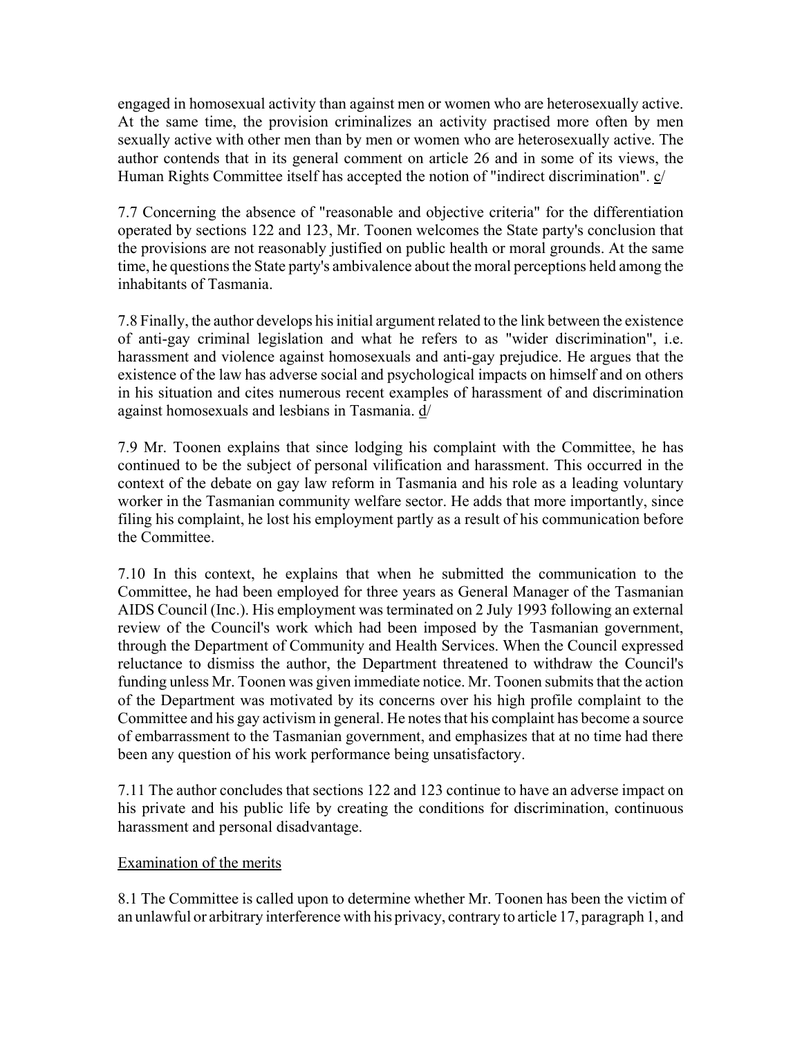engaged in homosexual activity than against men or women who are heterosexually active. At the same time, the provision criminalizes an activity practised more often by men sexually active with other men than by men or women who are heterosexually active. The author contends that in its general comment on article 26 and in some of its views, the Human Rights Committee itself has accepted the notion of "indirect discrimination". c/

7.7 Concerning the absence of "reasonable and objective criteria" for the differentiation operated by sections 122 and 123, Mr. Toonen welcomes the State party's conclusion that the provisions are not reasonably justified on public health or moral grounds. At the same time, he questions the State party's ambivalence about the moral perceptions held among the inhabitants of Tasmania.

7.8 Finally, the author develops his initial argument related to the link between the existence of anti-gay criminal legislation and what he refers to as "wider discrimination", i.e. harassment and violence against homosexuals and anti-gay prejudice. He argues that the existence of the law has adverse social and psychological impacts on himself and on others in his situation and cites numerous recent examples of harassment of and discrimination against homosexuals and lesbians in Tasmania. d/

7.9 Mr. Toonen explains that since lodging his complaint with the Committee, he has continued to be the subject of personal vilification and harassment. This occurred in the context of the debate on gay law reform in Tasmania and his role as a leading voluntary worker in the Tasmanian community welfare sector. He adds that more importantly, since filing his complaint, he lost his employment partly as a result of his communication before the Committee.

7.10 In this context, he explains that when he submitted the communication to the Committee, he had been employed for three years as General Manager of the Tasmanian AIDS Council (Inc.). His employment was terminated on 2 July 1993 following an external review of the Council's work which had been imposed by the Tasmanian government, through the Department of Community and Health Services. When the Council expressed reluctance to dismiss the author, the Department threatened to withdraw the Council's funding unless Mr. Toonen was given immediate notice. Mr. Toonen submits that the action of the Department was motivated by its concerns over his high profile complaint to the Committee and his gay activism in general. He notes that his complaint has become a source of embarrassment to the Tasmanian government, and emphasizes that at no time had there been any question of his work performance being unsatisfactory.

7.11 The author concludes that sections 122 and 123 continue to have an adverse impact on his private and his public life by creating the conditions for discrimination, continuous harassment and personal disadvantage.

## Examination of the merits

8.1 The Committee is called upon to determine whether Mr. Toonen has been the victim of an unlawful or arbitrary interference with his privacy, contrary to article 17, paragraph 1, and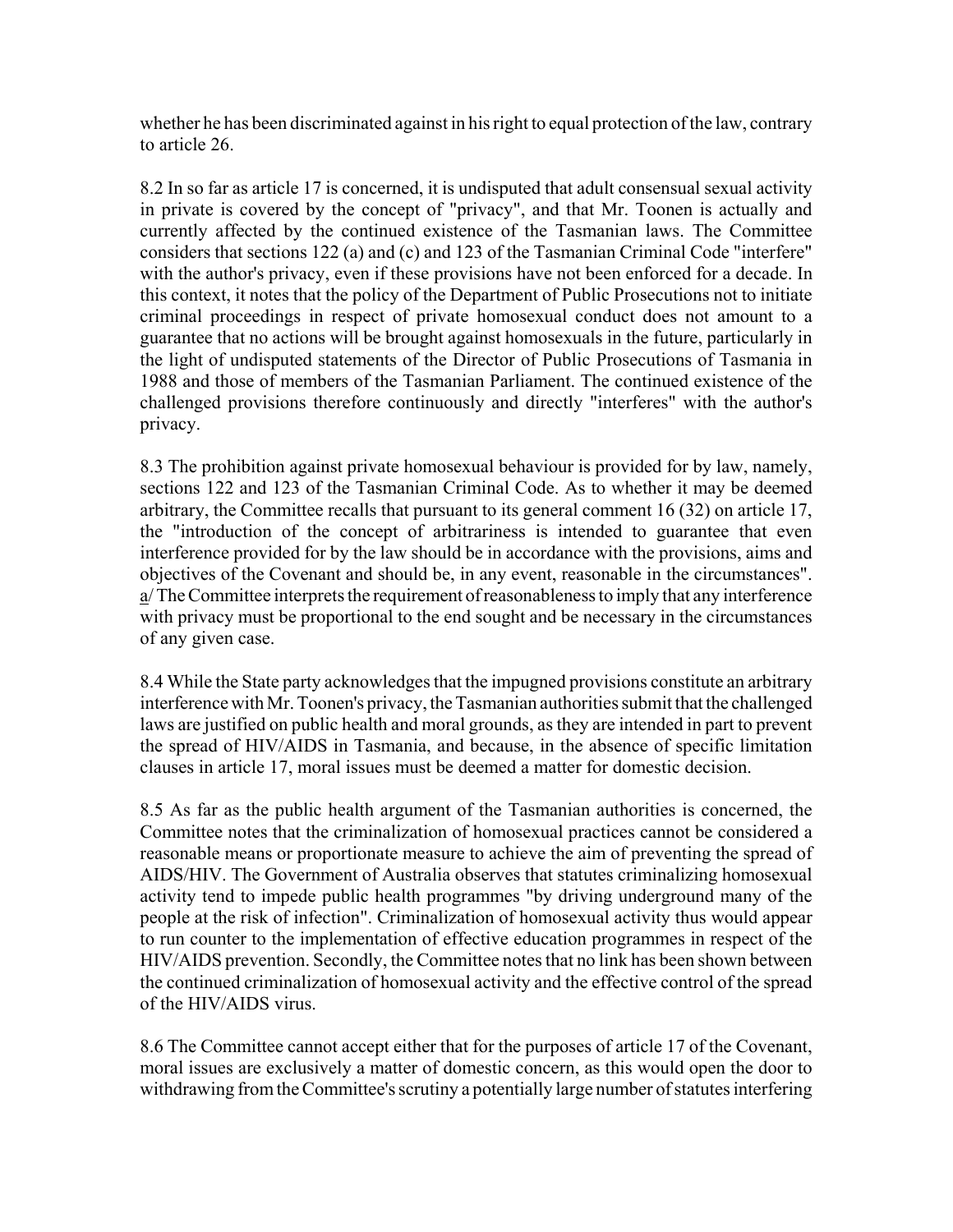whether he has been discriminated against in his right to equal protection of the law, contrary to article 26.

8.2 In so far as article 17 is concerned, it is undisputed that adult consensual sexual activity in private is covered by the concept of "privacy", and that Mr. Toonen is actually and currently affected by the continued existence of the Tasmanian laws. The Committee considers that sections 122 (a) and (c) and 123 of the Tasmanian Criminal Code "interfere" with the author's privacy, even if these provisions have not been enforced for a decade. In this context, it notes that the policy of the Department of Public Prosecutions not to initiate criminal proceedings in respect of private homosexual conduct does not amount to a guarantee that no actions will be brought against homosexuals in the future, particularly in the light of undisputed statements of the Director of Public Prosecutions of Tasmania in 1988 and those of members of the Tasmanian Parliament. The continued existence of the challenged provisions therefore continuously and directly "interferes" with the author's privacy.

8.3 The prohibition against private homosexual behaviour is provided for by law, namely, sections 122 and 123 of the Tasmanian Criminal Code. As to whether it may be deemed arbitrary, the Committee recalls that pursuant to its general comment 16 (32) on article 17, the "introduction of the concept of arbitrariness is intended to guarantee that even interference provided for by the law should be in accordance with the provisions, aims and objectives of the Covenant and should be, in any event, reasonable in the circumstances". a/ The Committee interprets the requirement of reasonableness to imply that any interference with privacy must be proportional to the end sought and be necessary in the circumstances of any given case.

8.4 While the State party acknowledges that the impugned provisions constitute an arbitrary interference with Mr. Toonen's privacy, the Tasmanian authorities submit that the challenged laws are justified on public health and moral grounds, as they are intended in part to prevent the spread of HIV/AIDS in Tasmania, and because, in the absence of specific limitation clauses in article 17, moral issues must be deemed a matter for domestic decision.

8.5 As far as the public health argument of the Tasmanian authorities is concerned, the Committee notes that the criminalization of homosexual practices cannot be considered a reasonable means or proportionate measure to achieve the aim of preventing the spread of AIDS/HIV. The Government of Australia observes that statutes criminalizing homosexual activity tend to impede public health programmes "by driving underground many of the people at the risk of infection". Criminalization of homosexual activity thus would appear to run counter to the implementation of effective education programmes in respect of the HIV/AIDS prevention. Secondly, the Committee notes that no link has been shown between the continued criminalization of homosexual activity and the effective control of the spread of the HIV/AIDS virus.

8.6 The Committee cannot accept either that for the purposes of article 17 of the Covenant, moral issues are exclusively a matter of domestic concern, as this would open the door to withdrawing from the Committee's scrutiny a potentially large number of statutes interfering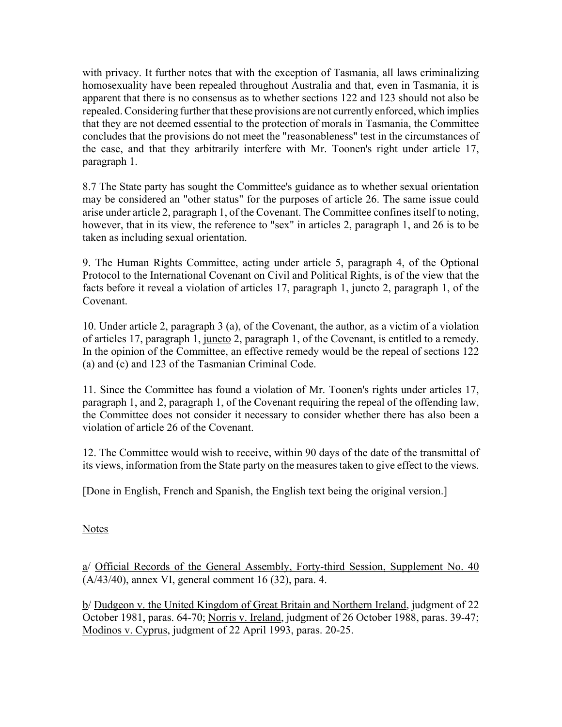with privacy. It further notes that with the exception of Tasmania, all laws criminalizing homosexuality have been repealed throughout Australia and that, even in Tasmania, it is apparent that there is no consensus as to whether sections 122 and 123 should not also be repealed. Considering further that these provisions are not currently enforced, which implies that they are not deemed essential to the protection of morals in Tasmania, the Committee concludes that the provisions do not meet the "reasonableness" test in the circumstances of the case, and that they arbitrarily interfere with Mr. Toonen's right under article 17, paragraph 1.

8.7 The State party has sought the Committee's guidance as to whether sexual orientation may be considered an "other status" for the purposes of article 26. The same issue could arise under article 2, paragraph 1, of the Covenant. The Committee confines itself to noting, however, that in its view, the reference to "sex" in articles 2, paragraph 1, and 26 is to be taken as including sexual orientation.

9. The Human Rights Committee, acting under article 5, paragraph 4, of the Optional Protocol to the International Covenant on Civil and Political Rights, is of the view that the facts before it reveal a violation of articles 17, paragraph 1, _juncto_ 2, paragraph 1, of the Covenant.

10. Under article 2, paragraph 3 (a), of the Covenant, the author, as a victim of a violation of articles 17, paragraph 1, _juncto_ 2, paragraph 1, of the Covenant, is entitled to a remedy. In the opinion of the Committee, an effective remedy would be the repeal of sections 122 (a) and (c) and 123 of the Tasmanian Criminal Code.

11. Since the Committee has found a violation of Mr. Toonen's rights under articles 17, paragraph 1, and 2, paragraph 1, of the Covenant requiring the repeal of the offending law, the Committee does not consider it necessary to consider whether there has also been a violation of article 26 of the Covenant.

12. The Committee would wish to receive, within 90 days of the date of the transmittal of its views, information from the State party on the measures taken to give effect to the views.

[Done in English, French and Spanish, the English text being the original version.]

Notes

a/ _Official Records of the General Assembly, Forty-third Session, Supplement No. 40_ (A/43/40), annex VI, general comment 16 (32), para. 4.

b/ _Dudgeon v. the United Kingdom of Great Britain and Northern Ireland_, judgment of 22 October 1981, paras. 64-70; _Norris v. Ireland_, judgment of 26 October 1988, paras. 39-47; _Modinos v. Cyprus_, judgment of 22 April 1993, paras. 20-25.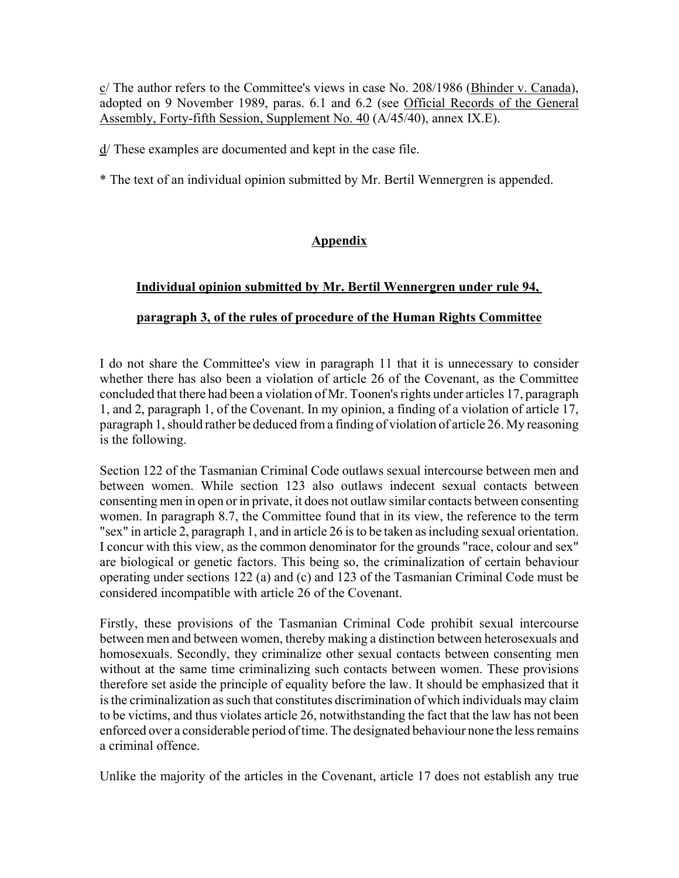c/ The author refers to the Committee's views in case No. 208/1986 (Bhinder v. Canada), adopted on 9 November 1989, paras. 6.1 and 6.2 (see Official Records of the General Assembly, Forty-fifth Session, Supplement No. 40 (A/45/40), annex IX.E).

d/ These examples are documented and kept in the case file.

* The text of an individual opinion submitted by Mr. Bertil Wennergren is appended.

## Appendix

### Individual opinion submitted by Mr. Bertil Wennergren under rule 94, paragraph 3, of the rules of procedure of the Human Rights Committee

I do not share the Committee's view in paragraph 11 that it is unnecessary to consider whether there has also been a violation of article 26 of the Covenant, as the Committee concluded that there had been a violation of Mr. Toonen's rights under articles 17, paragraph 1, and 2, paragraph 1, of the Covenant. In my opinion, a finding of a violation of article 17, paragraph 1, should rather be deduced from a finding of violation of article 26. My reasoning is the following.

Section 122 of the Tasmanian Criminal Code outlaws sexual intercourse between men and between women. While section 123 also outlaws indecent sexual contacts between consenting men in open or in private, it does not outlaw similar contacts between consenting women. In paragraph 8.7, the Committee found that in its view, the reference to the term "sex" in article 2, paragraph 1, and in article 26 is to be taken as including sexual orientation. I concur with this view, as the common denominator for the grounds "race, colour and sex" are biological or genetic factors. This being so, the criminalization of certain behaviour operating under sections 122 (a) and (c) and 123 of the Tasmanian Criminal Code must be considered incompatible with article 26 of the Covenant.

Firstly, these provisions of the Tasmanian Criminal Code prohibit sexual intercourse between men and between women, thereby making a distinction between heterosexuals and homosexuals. Secondly, they criminalize other sexual contacts between consenting men without at the same time criminalizing such contacts between women. These provisions therefore set aside the principle of equality before the law. It should be emphasized that it is the criminalization as such that constitutes discrimination of which individuals may claim to be victims, and thus violates article 26, notwithstanding the fact that the law has not been enforced over a considerable period of time. The designated behaviour none the less remains a criminal offence.

Unlike the majority of the articles in the Covenant, article 17 does not establish any true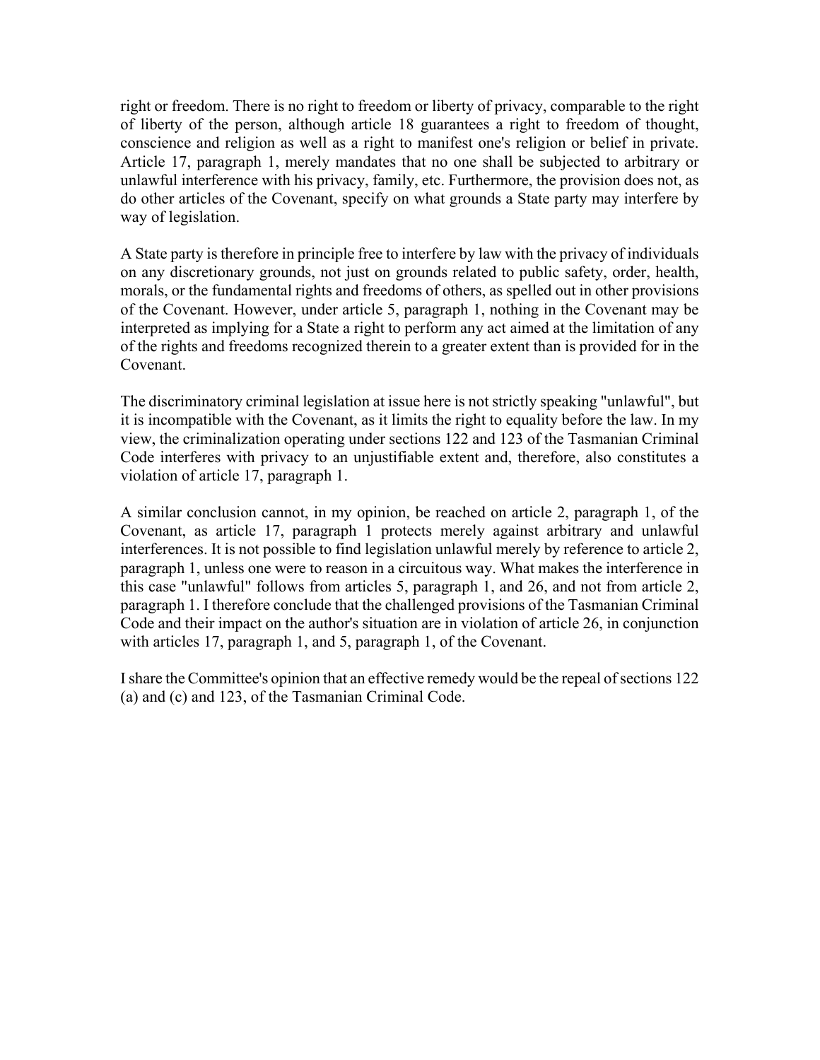right or freedom. There is no right to freedom or liberty of privacy, comparable to the right of liberty of the person, although article 18 guarantees a right to freedom of thought, conscience and religion as well as a right to manifest one's religion or belief in private. Article 17, paragraph 1, merely mandates that no one shall be subjected to arbitrary or unlawful interference with his privacy, family, etc. Furthermore, the provision does not, as do other articles of the Covenant, specify on what grounds a State party may interfere by way of legislation.

A State party is therefore in principle free to interfere by law with the privacy of individuals on any discretionary grounds, not just on grounds related to public safety, order, health, morals, or the fundamental rights and freedoms of others, as spelled out in other provisions of the Covenant. However, under article 5, paragraph 1, nothing in the Covenant may be interpreted as implying for a State a right to perform any act aimed at the limitation of any of the rights and freedoms recognized therein to a greater extent than is provided for in the Covenant.

The discriminatory criminal legislation at issue here is not strictly speaking "unlawful", but it is incompatible with the Covenant, as it limits the right to equality before the law. In my view, the criminalization operating under sections 122 and 123 of the Tasmanian Criminal Code interferes with privacy to an unjustifiable extent and, therefore, also constitutes a violation of article 17, paragraph 1.

A similar conclusion cannot, in my opinion, be reached on article 2, paragraph 1, of the Covenant, as article 17, paragraph 1 protects merely against arbitrary and unlawful interferences. It is not possible to find legislation unlawful merely by reference to article 2, paragraph 1, unless one were to reason in a circuitous way. What makes the interference in this case "unlawful" follows from articles 5, paragraph 1, and 26, and not from article 2, paragraph 1. I therefore conclude that the challenged provisions of the Tasmanian Criminal Code and their impact on the author's situation are in violation of article 26, in conjunction with articles 17, paragraph 1, and 5, paragraph 1, of the Covenant.

I share the Committee's opinion that an effective remedy would be the repeal of sections 122 (a) and (c) and 123, of the Tasmanian Criminal Code.